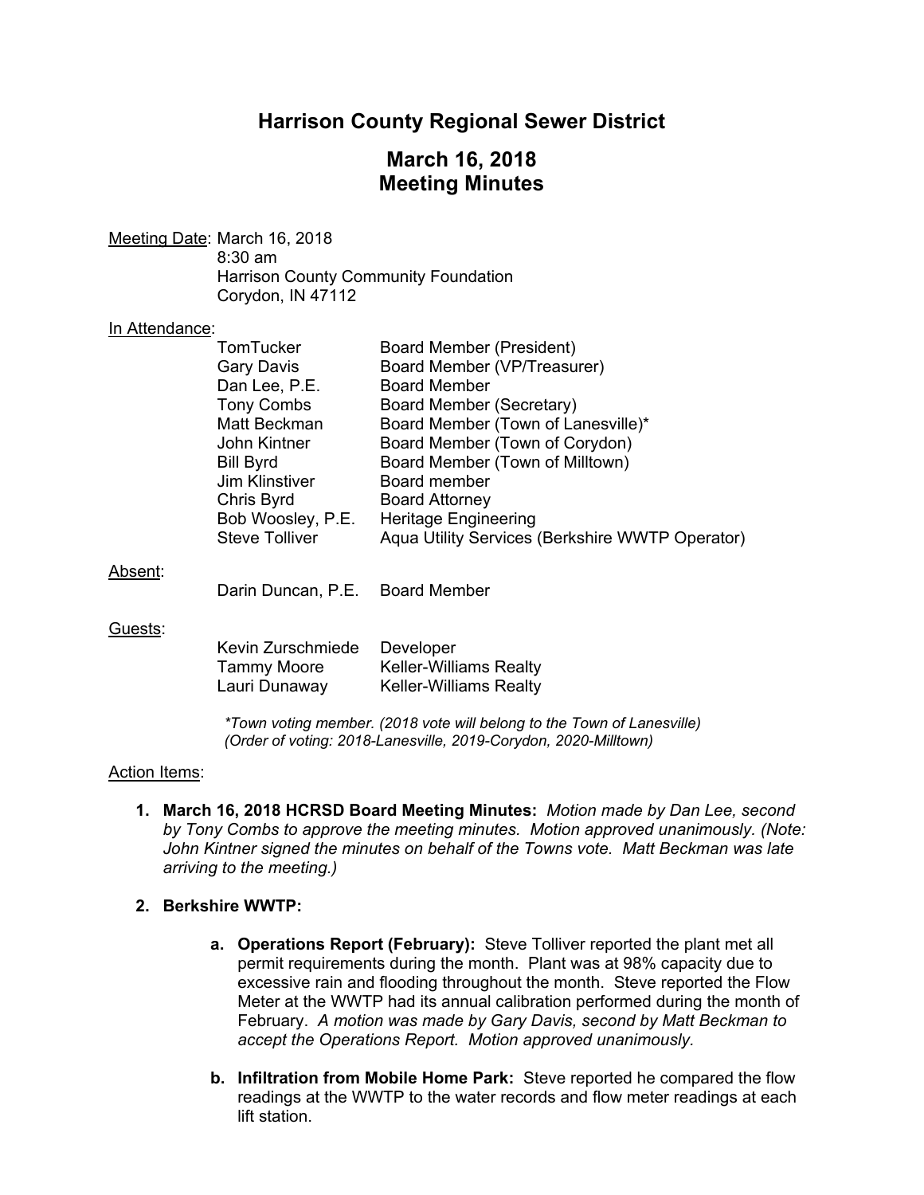# Harrison County Regional Sewer District

## March 16, 2018
## Meeting Minutes

Meeting Date: March 16, 2018
8:30 am
Harrison County Community Foundation
Corydon, IN 47112

In Attendance:

| | |
|---|---|
| TomTucker | Board Member (President) |
| Gary Davis | Board Member (VP/Treasurer) |
| Dan Lee, P.E. | Board Member |
| Tony Combs | Board Member (Secretary) |
| Matt Beckman | Board Member (Town of Lanesville)* |
| John Kintner | Board Member (Town of Corydon) |
| Bill Byrd | Board Member (Town of Milltown) |
| Jim Klinstiver | Board member |
| Chris Byrd | Board Attorney |
| Bob Woosley, P.E. | Heritage Engineering |
| Steve Tolliver | Aqua Utility Services (Berkshire WWTP Operator) |

Absent:

| | |
|---|---|
| Darin Duncan, P.E. | Board Member |

Guests:

| | |
|---|---|
| Kevin Zurschmiede | Developer |
| Tammy Moore | Keller-Williams Realty |
| Lauri Dunaway | Keller-Williams Realty |

*\*Town voting member. (2018 vote will belong to the Town of Lanesville)*
*(Order of voting: 2018-Lanesville, 2019-Corydon, 2020-Milltown)*

Action Items:

1. **March 16, 2018 HCRSD Board Meeting Minutes:** *Motion made by Dan Lee, second by Tony Combs to approve the meeting minutes. Motion approved unanimously. (Note: John Kintner signed the minutes on behalf of the Towns vote. Matt Beckman was late arriving to the meeting.)*

2. **Berkshire WWTP:**

   a. **Operations Report (February):** Steve Tolliver reported the plant met all permit requirements during the month. Plant was at 98% capacity due to excessive rain and flooding throughout the month. Steve reported the Flow Meter at the WWTP had its annual calibration performed during the month of February. *A motion was made by Gary Davis, second by Matt Beckman to accept the Operations Report. Motion approved unanimously.*

   b. **Infiltration from Mobile Home Park:** Steve reported he compared the flow readings at the WWTP to the water records and flow meter readings at each lift station.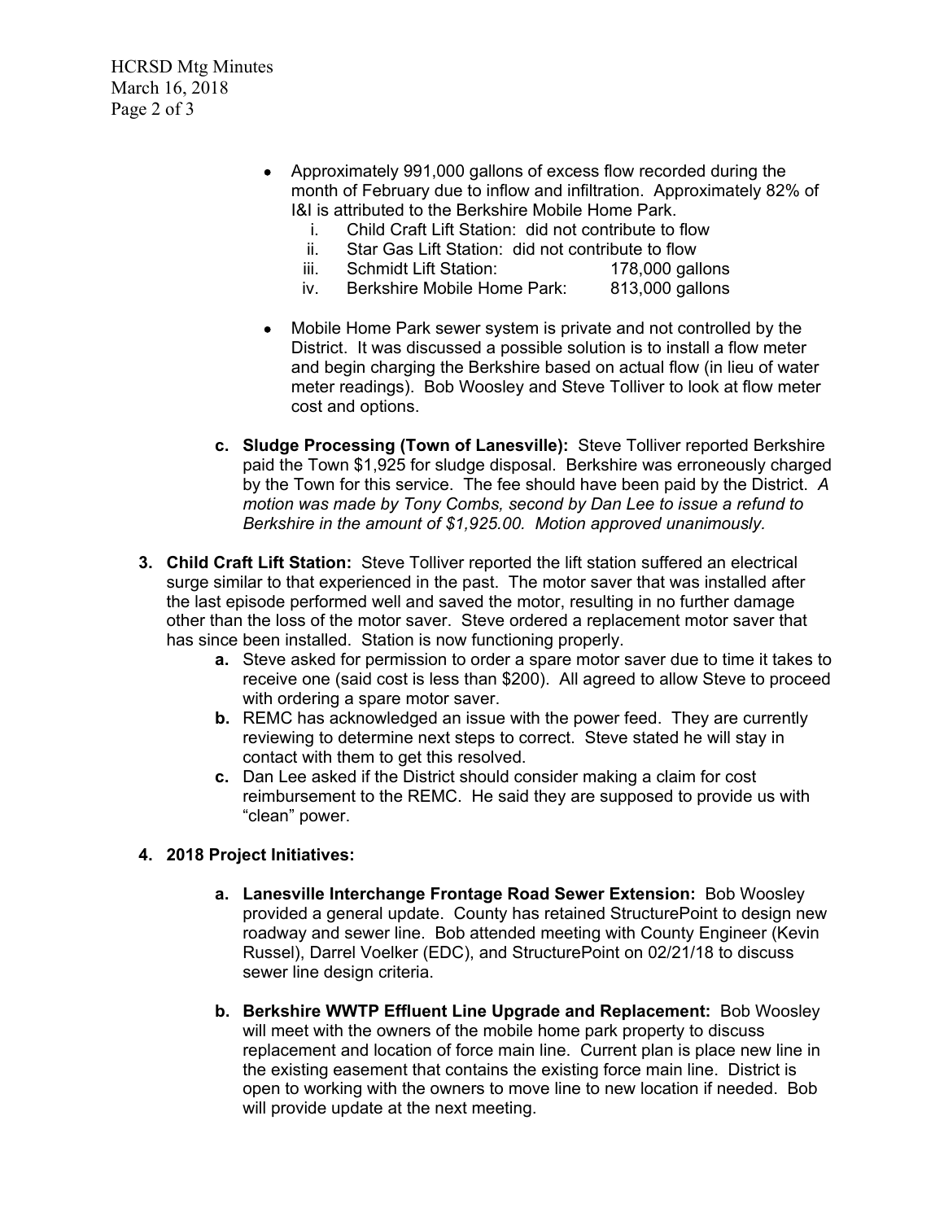- Approximately 991,000 gallons of excess flow recorded during the month of February due to inflow and infiltration. Approximately 82% of I&I is attributed to the Berkshire Mobile Home Park.
    - i. Child Craft Lift Station: did not contribute to flow
    - ii. Star Gas Lift Station: did not contribute to flow
    - iii. Schmidt Lift Station: 178,000 gallons
    - iv. Berkshire Mobile Home Park: 813,000 gallons
- Mobile Home Park sewer system is private and not controlled by the District. It was discussed a possible solution is to install a flow meter and begin charging the Berkshire based on actual flow (in lieu of water meter readings). Bob Woosley and Steve Tolliver to look at flow meter cost and options.

c. **Sludge Processing (Town of Lanesville):** Steve Tolliver reported Berkshire paid the Town $1,925 for sludge disposal. Berkshire was erroneously charged by the Town for this service. The fee should have been paid by the District. *A motion was made by Tony Combs, second by Dan Lee to issue a refund to Berkshire in the amount of $1,925.00. Motion approved unanimously.*

3. **Child Craft Lift Station:** Steve Tolliver reported the lift station suffered an electrical surge similar to that experienced in the past. The motor saver that was installed after the last episode performed well and saved the motor, resulting in no further damage other than the loss of the motor saver. Steve ordered a replacement motor saver that has since been installed. Station is now functioning properly.
    a. Steve asked for permission to order a spare motor saver due to time it takes to receive one (said cost is less than $200). All agreed to allow Steve to proceed with ordering a spare motor saver.
    b. REMC has acknowledged an issue with the power feed. They are currently reviewing to determine next steps to correct. Steve stated he will stay in contact with them to get this resolved.
    c. Dan Lee asked if the District should consider making a claim for cost reimbursement to the REMC. He said they are supposed to provide us with "clean" power.

4. **2018 Project Initiatives:**
    a. **Lanesville Interchange Frontage Road Sewer Extension:** Bob Woosley provided a general update. County has retained StructurePoint to design new roadway and sewer line. Bob attended meeting with County Engineer (Kevin Russel), Darrel Voelker (EDC), and StructurePoint on 02/21/18 to discuss sewer line design criteria.
    b. **Berkshire WWTP Effluent Line Upgrade and Replacement:** Bob Woosley will meet with the owners of the mobile home park property to discuss replacement and location of force main line. Current plan is place new line in the existing easement that contains the existing force main line. District is open to working with the owners to move line to new location if needed. Bob will provide update at the next meeting.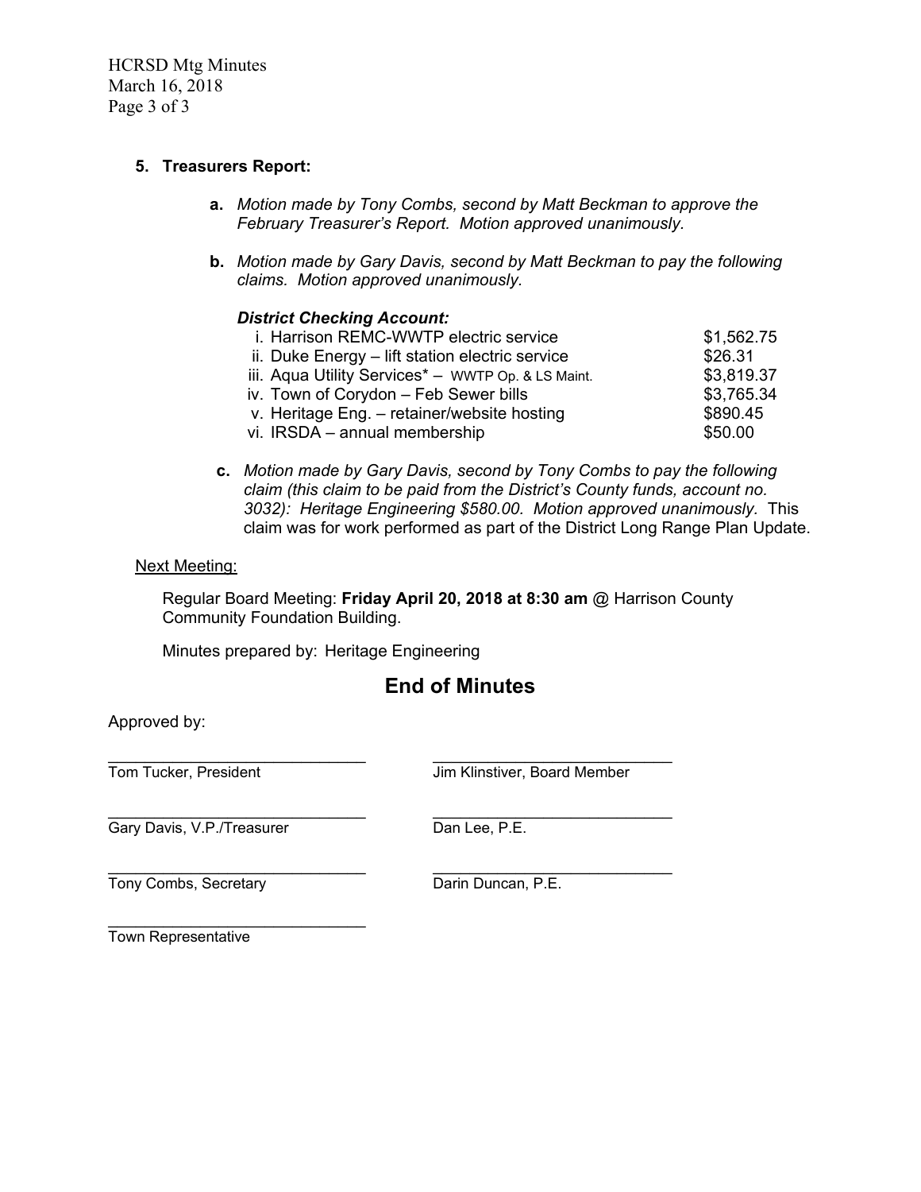**5. Treasurers Report:**

**a.** *Motion made by Tony Combs, second by Matt Beckman to approve the February Treasurer's Report. Motion approved unanimously.*

**b.** *Motion made by Gary Davis, second by Matt Beckman to pay the following claims. Motion approved unanimously.*

***District Checking Account:***

| | |
|---|---|
| i. Harrison REMC-WWTP electric service | $1,562.75 |
| ii. Duke Energy – lift station electric service | $26.31 |
| iii. Aqua Utility Services* – WWTP Op. & LS Maint. | $3,819.37 |
| iv. Town of Corydon – Feb Sewer bills | $3,765.34 |
| v. Heritage Eng. – retainer/website hosting | $890.45 |
| vi. IRSDA – annual membership | $50.00 |

**c.** *Motion made by Gary Davis, second by Tony Combs to pay the following claim (this claim to be paid from the District's County funds, account no. 3032): Heritage Engineering $580.00. Motion approved unanimously.* This claim was for work performed as part of the District Long Range Plan Update.

Next Meeting:

Regular Board Meeting: **Friday April 20, 2018 at 8:30 am** @ Harrison County Community Foundation Building.

Minutes prepared by: Heritage Engineering

## End of Minutes

Approved by:

\_\_\_\_\_\_\_\_\_\_\_\_\_\_\_\_\_\_\_\_\_\_\_\_\_\_\_\_
Tom Tucker, President

\_\_\_\_\_\_\_\_\_\_\_\_\_\_\_\_\_\_\_\_\_\_\_\_\_\_\_\_
Jim Klinstiver, Board Member

\_\_\_\_\_\_\_\_\_\_\_\_\_\_\_\_\_\_\_\_\_\_\_\_\_\_\_\_
Gary Davis, V.P./Treasurer

\_\_\_\_\_\_\_\_\_\_\_\_\_\_\_\_\_\_\_\_\_\_\_\_\_\_\_\_
Dan Lee, P.E.

\_\_\_\_\_\_\_\_\_\_\_\_\_\_\_\_\_\_\_\_\_\_\_\_\_\_\_\_
Tony Combs, Secretary

\_\_\_\_\_\_\_\_\_\_\_\_\_\_\_\_\_\_\_\_\_\_\_\_\_\_\_\_
Darin Duncan, P.E.

\_\_\_\_\_\_\_\_\_\_\_\_\_\_\_\_\_\_\_\_\_\_\_\_\_\_\_\_
Town Representative